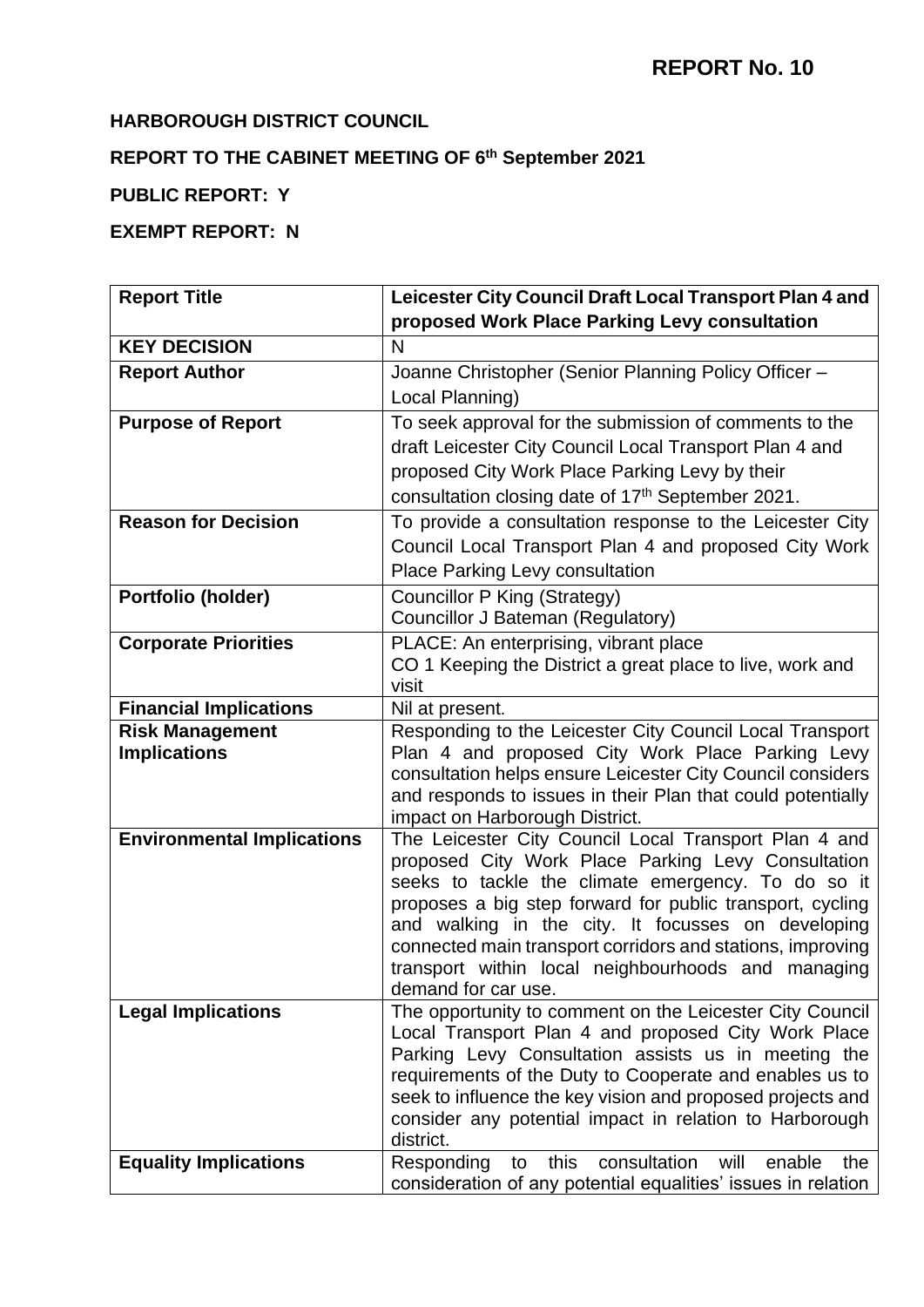**REPORT No. 10**

**HARBOROUGH DISTRICT COUNCIL**

**REPORT TO THE CABINET MEETING OF 6th September 2021**

**PUBLIC REPORT: Y**

**EXEMPT REPORT: N**

| **Report Title** | **Leicester City Council Draft Local Transport Plan 4 and proposed Work Place Parking Levy consultation** |
|---|---|
| **KEY DECISION** | N |
| **Report Author** | Joanne Christopher (Senior Planning Policy Officer – Local Planning) |
| **Purpose of Report** | To seek approval for the submission of comments to the draft Leicester City Council Local Transport Plan 4 and proposed City Work Place Parking Levy by their consultation closing date of 17th September 2021. |
| **Reason for Decision** | To provide a consultation response to the Leicester City Council Local Transport Plan 4 and proposed City Work Place Parking Levy consultation |
| **Portfolio (holder)** | Councillor P King (Strategy)<br>Councillor J Bateman (Regulatory) |
| **Corporate Priorities** | PLACE: An enterprising, vibrant place<br>CO 1 Keeping the District a great place to live, work and visit |
| **Financial Implications** | Nil at present. |
| **Risk Management Implications** | Responding to the Leicester City Council Local Transport Plan 4 and proposed City Work Place Parking Levy consultation helps ensure Leicester City Council considers and responds to issues in their Plan that could potentially impact on Harborough District. |
| **Environmental Implications** | The Leicester City Council Local Transport Plan 4 and proposed City Work Place Parking Levy Consultation seeks to tackle the climate emergency. To do so it proposes a big step forward for public transport, cycling and walking in the city. It focusses on developing connected main transport corridors and stations, improving transport within local neighbourhoods and managing demand for car use. |
| **Legal Implications** | The opportunity to comment on the Leicester City Council Local Transport Plan 4 and proposed City Work Place Parking Levy Consultation assists us in meeting the requirements of the Duty to Cooperate and enables us to seek to influence the key vision and proposed projects and consider any potential impact in relation to Harborough district. |
| **Equality Implications** | Responding to this consultation will enable the consideration of any potential equalities' issues in relation |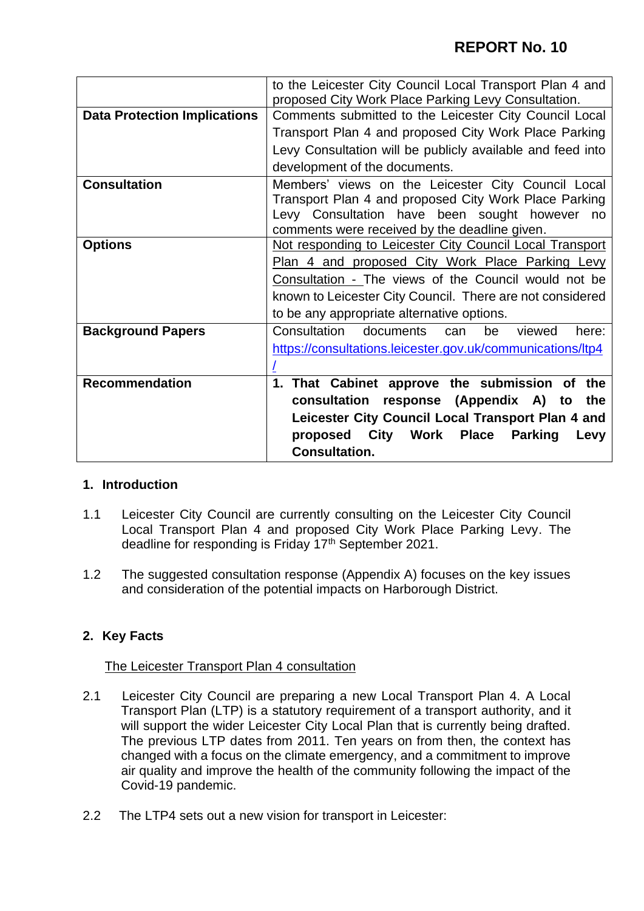| | |
|---|---|
| | to the Leicester City Council Local Transport Plan 4 and proposed City Work Place Parking Levy Consultation. |
| **Data Protection Implications** | Comments submitted to the Leicester City Council Local Transport Plan 4 and proposed City Work Place Parking Levy Consultation will be publicly available and feed into development of the documents. |
| **Consultation** | Members' views on the Leicester City Council Local Transport Plan 4 and proposed City Work Place Parking Levy Consultation have been sought however no comments were received by the deadline given. |
| **Options** | Not responding to Leicester City Council Local Transport Plan 4 and proposed City Work Place Parking Levy Consultation - The views of the Council would not be known to Leicester City Council. There are not considered to be any appropriate alternative options. |
| **Background Papers** | Consultation documents can be viewed here: https://consultations.leicester.gov.uk/communications/ltp4/ |
| **Recommendation** | **1. That Cabinet approve the submission of the consultation response (Appendix A) to the Leicester City Council Local Transport Plan 4 and proposed City Work Place Parking Levy Consultation.** |

## 1. Introduction

1.1 Leicester City Council are currently consulting on the Leicester City Council Local Transport Plan 4 and proposed City Work Place Parking Levy. The deadline for responding is Friday 17th September 2021.

1.2 The suggested consultation response (Appendix A) focuses on the key issues and consideration of the potential impacts on Harborough District.

## 2. Key Facts

The Leicester Transport Plan 4 consultation

2.1 Leicester City Council are preparing a new Local Transport Plan 4. A Local Transport Plan (LTP) is a statutory requirement of a transport authority, and it will support the wider Leicester City Local Plan that is currently being drafted. The previous LTP dates from 2011. Ten years on from then, the context has changed with a focus on the climate emergency, and a commitment to improve air quality and improve the health of the community following the impact of the Covid-19 pandemic.

2.2 The LTP4 sets out a new vision for transport in Leicester: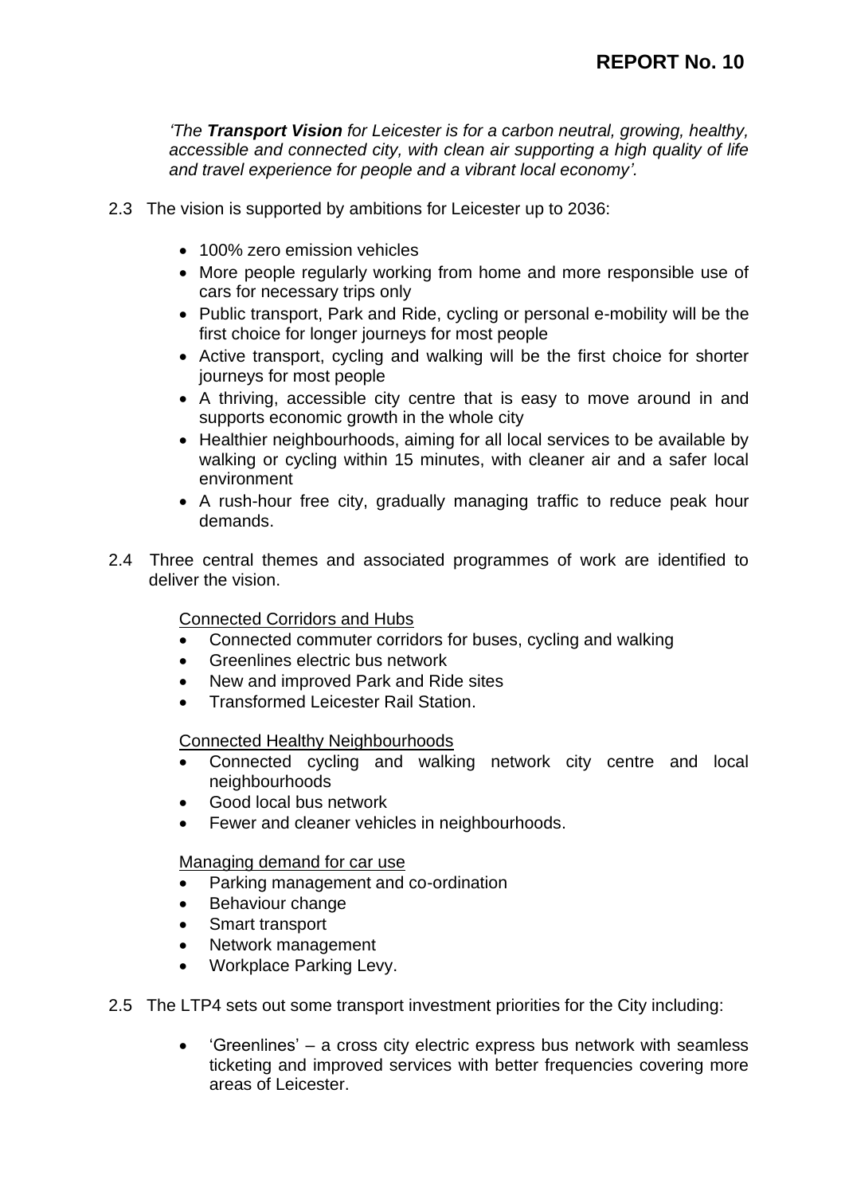*'The **Transport Vision** for Leicester is for a carbon neutral, growing, healthy, accessible and connected city, with clean air supporting a high quality of life and travel experience for people and a vibrant local economy'.*

2.3 The vision is supported by ambitions for Leicester up to 2036:

- 100% zero emission vehicles
- More people regularly working from home and more responsible use of cars for necessary trips only
- Public transport, Park and Ride, cycling or personal e-mobility will be the first choice for longer journeys for most people
- Active transport, cycling and walking will be the first choice for shorter journeys for most people
- A thriving, accessible city centre that is easy to move around in and supports economic growth in the whole city
- Healthier neighbourhoods, aiming for all local services to be available by walking or cycling within 15 minutes, with cleaner air and a safer local environment
- A rush-hour free city, gradually managing traffic to reduce peak hour demands.

2.4 Three central themes and associated programmes of work are identified to deliver the vision.

<u>Connected Corridors and Hubs</u>

- Connected commuter corridors for buses, cycling and walking
- Greenlines electric bus network
- New and improved Park and Ride sites
- Transformed Leicester Rail Station.

<u>Connected Healthy Neighbourhoods</u>

- Connected cycling and walking network city centre and local neighbourhoods
- Good local bus network
- Fewer and cleaner vehicles in neighbourhoods.

<u>Managing demand for car use</u>

- Parking management and co-ordination
- Behaviour change
- Smart transport
- Network management
- Workplace Parking Levy.

2.5 The LTP4 sets out some transport investment priorities for the City including:

- 'Greenlines' – a cross city electric express bus network with seamless ticketing and improved services with better frequencies covering more areas of Leicester.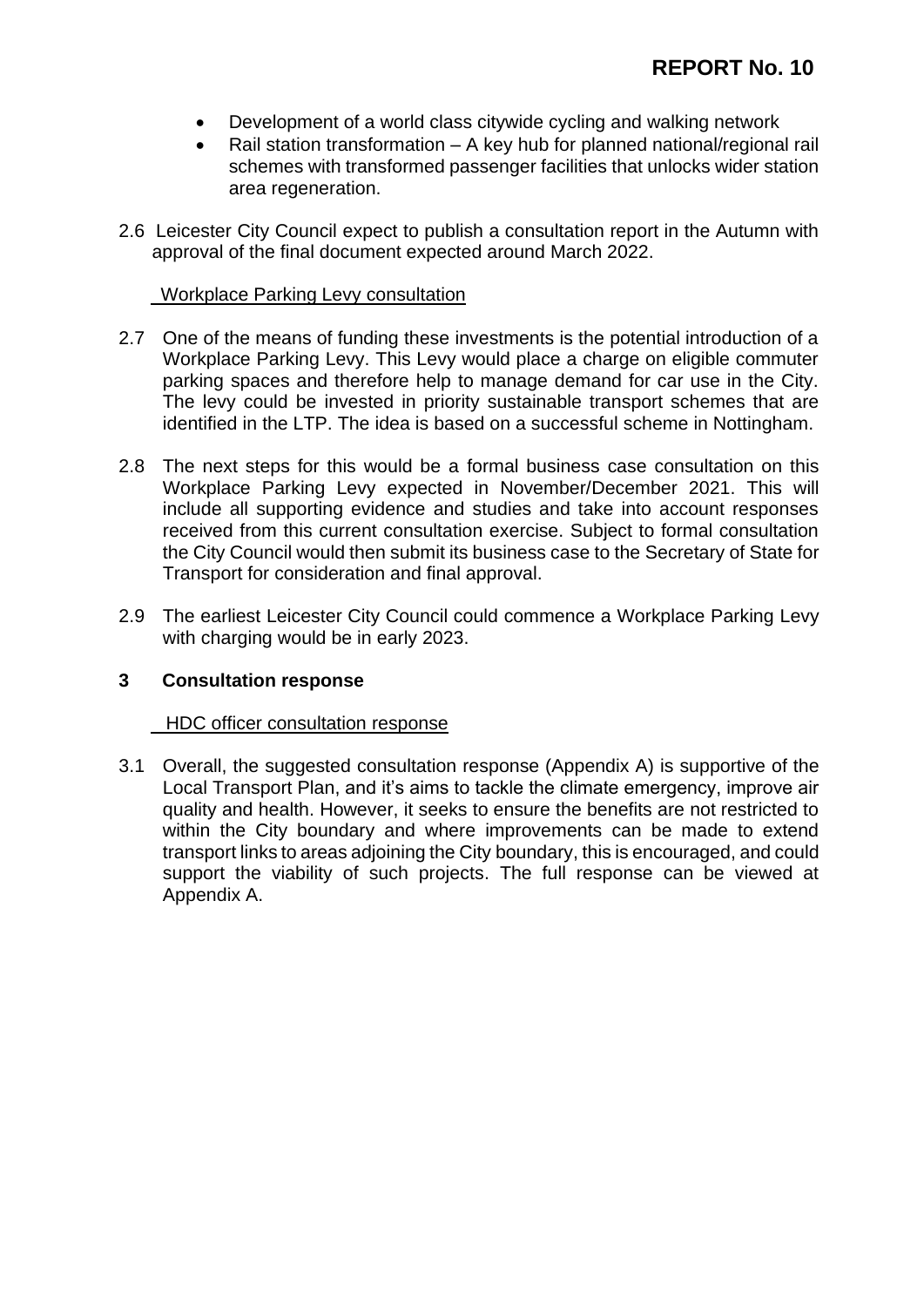- Development of a world class citywide cycling and walking network
- Rail station transformation – A key hub for planned national/regional rail schemes with transformed passenger facilities that unlocks wider station area regeneration.

2.6 Leicester City Council expect to publish a consultation report in the Autumn with approval of the final document expected around March 2022.

Workplace Parking Levy consultation

2.7 One of the means of funding these investments is the potential introduction of a Workplace Parking Levy. This Levy would place a charge on eligible commuter parking spaces and therefore help to manage demand for car use in the City. The levy could be invested in priority sustainable transport schemes that are identified in the LTP. The idea is based on a successful scheme in Nottingham.

2.8 The next steps for this would be a formal business case consultation on this Workplace Parking Levy expected in November/December 2021. This will include all supporting evidence and studies and take into account responses received from this current consultation exercise. Subject to formal consultation the City Council would then submit its business case to the Secretary of State for Transport for consideration and final approval.

2.9 The earliest Leicester City Council could commence a Workplace Parking Levy with charging would be in early 2023.

## 3 Consultation response

HDC officer consultation response

3.1 Overall, the suggested consultation response (Appendix A) is supportive of the Local Transport Plan, and it's aims to tackle the climate emergency, improve air quality and health. However, it seeks to ensure the benefits are not restricted to within the City boundary and where improvements can be made to extend transport links to areas adjoining the City boundary, this is encouraged, and could support the viability of such projects. The full response can be viewed at Appendix A.